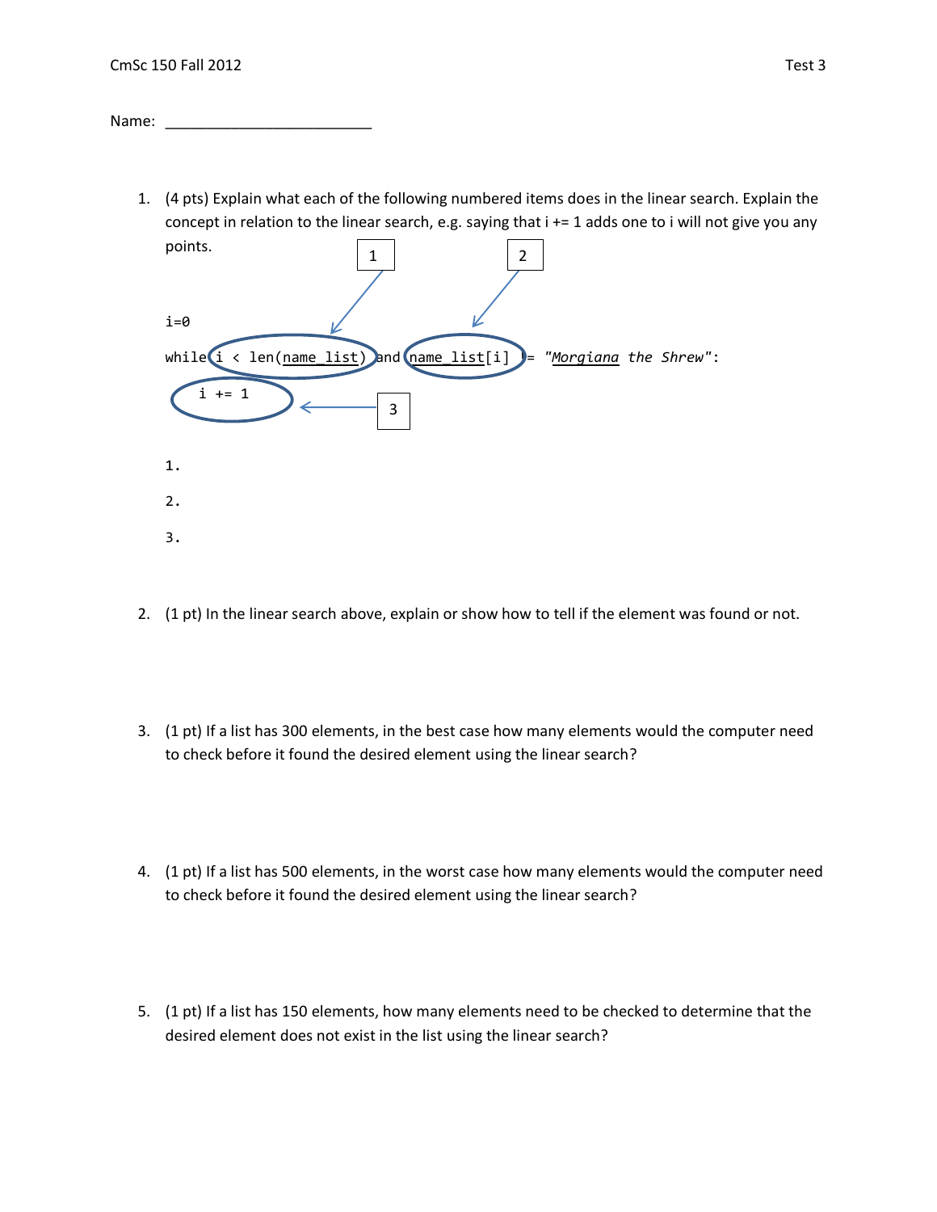CmSc 150 Fall 2012 Test 3

Name: ________________________

1. (4 pts) Explain what each of the following numbered items does in the linear search. Explain the concept in relation to the linear search, e.g. saying that i += 1 adds one to i will not give you any points.

```
i=0
while i < len(name_list) and name_list[i] != "Morgiana the Shrew":
    i += 1
```

(Item 1: `i < len(name_list)`; Item 2: `name_list[i]`; Item 3: `i += 1`)

1.

2.

3.

2. (1 pt) In the linear search above, explain or show how to tell if the element was found or not.

3. (1 pt) If a list has 300 elements, in the best case how many elements would the computer need to check before it found the desired element using the linear search?

4. (1 pt) If a list has 500 elements, in the worst case how many elements would the computer need to check before it found the desired element using the linear search?

5. (1 pt) If a list has 150 elements, how many elements need to be checked to determine that the desired element does not exist in the list using the linear search?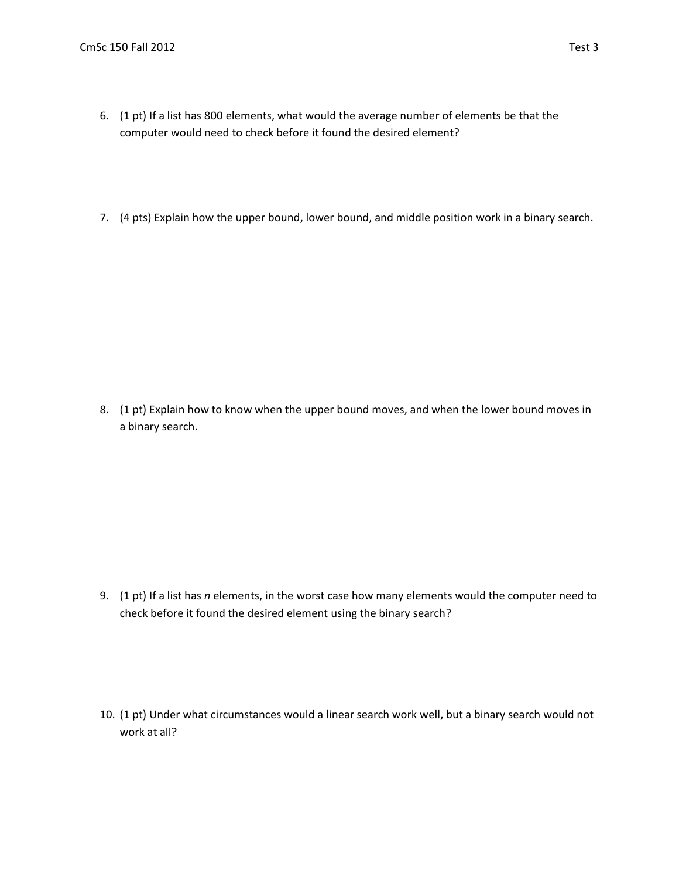6. (1 pt) If a list has 800 elements, what would the average number of elements be that the computer would need to check before it found the desired element?

7. (4 pts) Explain how the upper bound, lower bound, and middle position work in a binary search.

8. (1 pt) Explain how to know when the upper bound moves, and when the lower bound moves in a binary search.

9. (1 pt) If a list has $n$ elements, in the worst case how many elements would the computer need to check before it found the desired element using the binary search?

10. (1 pt) Under what circumstances would a linear search work well, but a binary search would not work at all?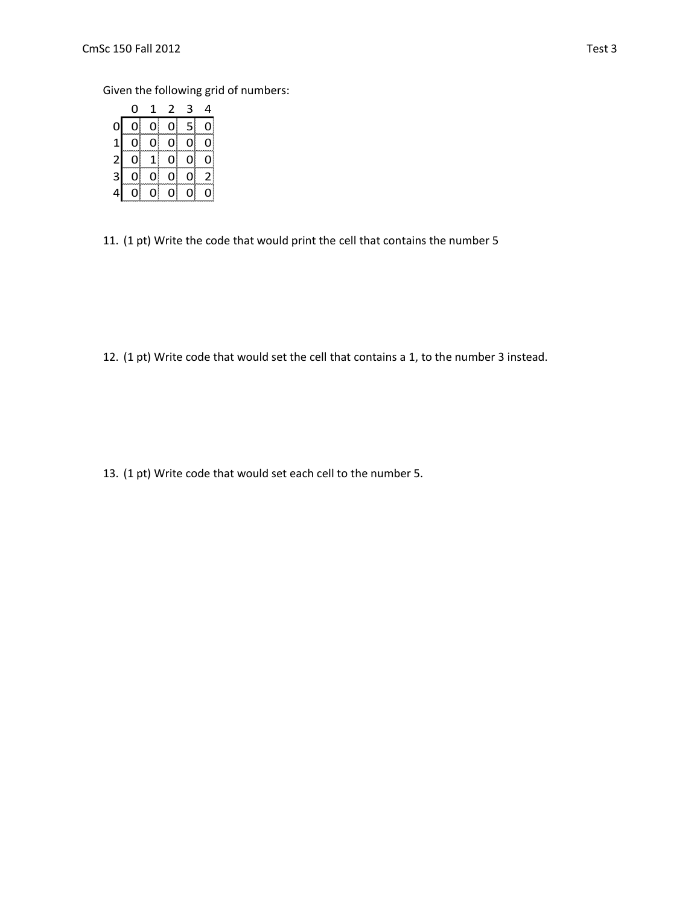Given the following grid of numbers:

|   | 0 | 1 | 2 | 3 | 4 |
|---|---|---|---|---|---|
| 0 | 0 | 0 | 0 | 5 | 0 |
| 1 | 0 | 0 | 0 | 0 | 0 |
| 2 | 0 | 1 | 0 | 0 | 0 |
| 3 | 0 | 0 | 0 | 0 | 2 |
| 4 | 0 | 0 | 0 | 0 | 0 |

11. (1 pt) Write the code that would print the cell that contains the number 5

12. (1 pt) Write code that would set the cell that contains a 1, to the number 3 instead.

13. (1 pt) Write code that would set each cell to the number 5.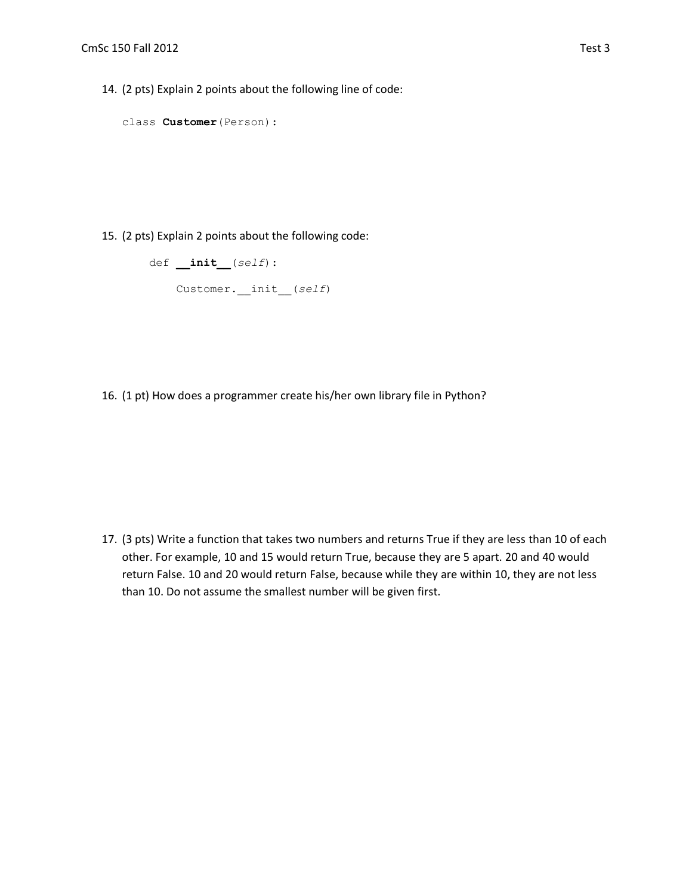14. (2 pts) Explain 2 points about the following line of code:

```
class Customer(Person):
```

15. (2 pts) Explain 2 points about the following code:

```
def __init__(self):
    Customer.__init__(self)
```

16. (1 pt) How does a programmer create his/her own library file in Python?

17. (3 pts) Write a function that takes two numbers and returns True if they are less than 10 of each other. For example, 10 and 15 would return True, because they are 5 apart. 20 and 40 would return False. 10 and 20 would return False, because while they are within 10, they are not less than 10. Do not assume the smallest number will be given first.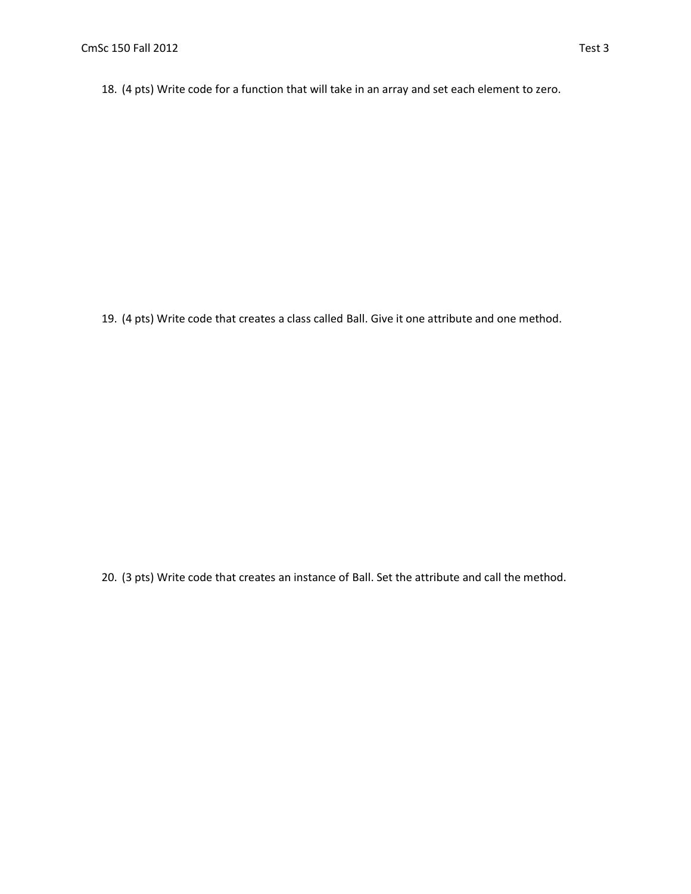18. (4 pts) Write code for a function that will take in an array and set each element to zero.

19. (4 pts) Write code that creates a class called Ball. Give it one attribute and one method.

20. (3 pts) Write code that creates an instance of Ball. Set the attribute and call the method.